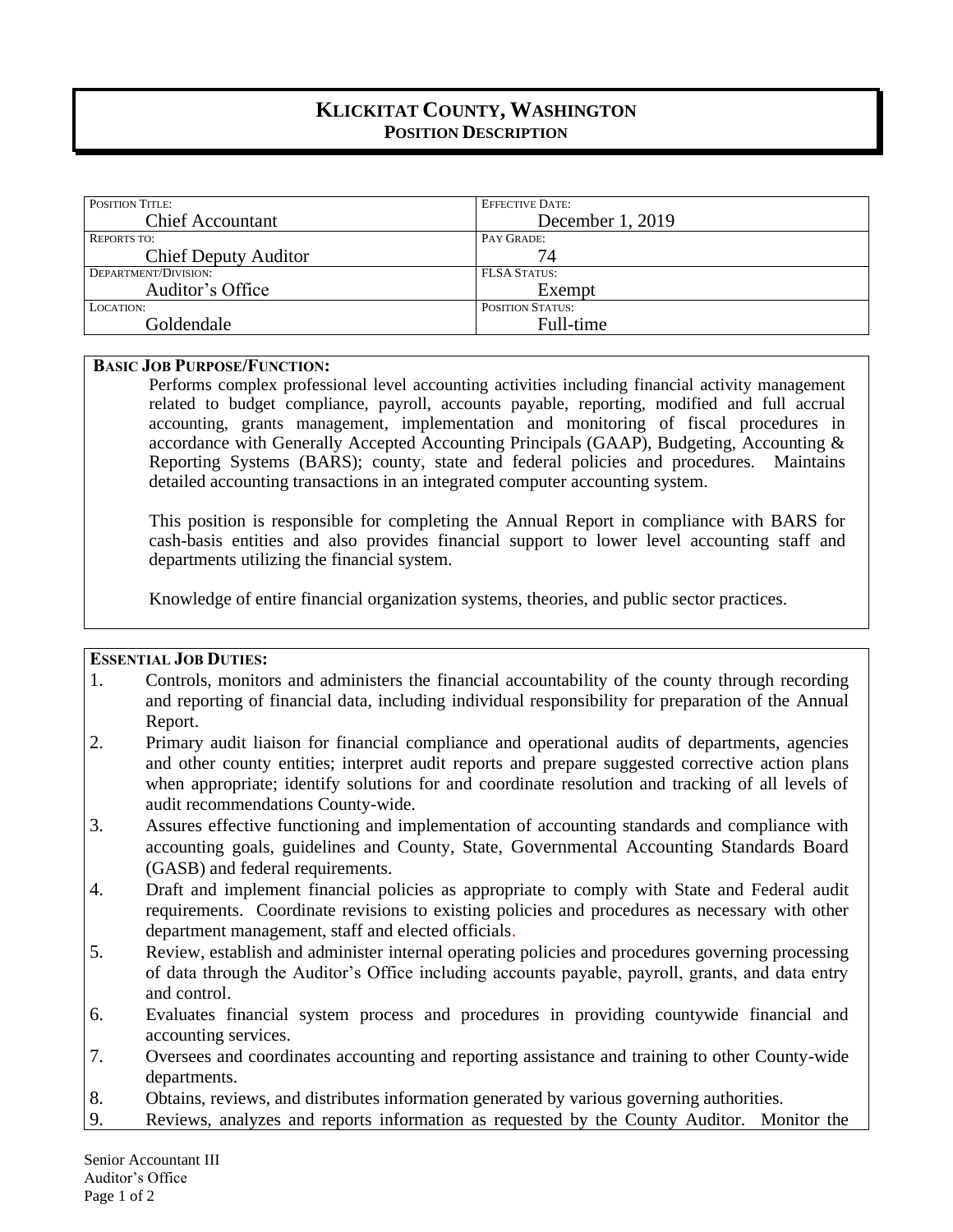# KLICKITAT COUNTY, WASHINGTON
## POSITION DESCRIPTION

| POSITION TITLE: | EFFECTIVE DATE: |
|---|---|
| Chief Accountant | December 1, 2019 |
| REPORTS TO: | PAY GRADE: |
| Chief Deputy Auditor | 74 |
| DEPARTMENT/DIVISION: | FLSA STATUS: |
| Auditor's Office | Exempt |
| LOCATION: | POSITION STATUS: |
| Goldendale | Full-time |

**BASIC JOB PURPOSE/FUNCTION:**

Performs complex professional level accounting activities including financial activity management related to budget compliance, payroll, accounts payable, reporting, modified and full accrual accounting, grants management, implementation and monitoring of fiscal procedures in accordance with Generally Accepted Accounting Principals (GAAP), Budgeting, Accounting & Reporting Systems (BARS); county, state and federal policies and procedures. Maintains detailed accounting transactions in an integrated computer accounting system.

This position is responsible for completing the Annual Report in compliance with BARS for cash-basis entities and also provides financial support to lower level accounting staff and departments utilizing the financial system.

Knowledge of entire financial organization systems, theories, and public sector practices.

**ESSENTIAL JOB DUTIES:**

1. Controls, monitors and administers the financial accountability of the county through recording and reporting of financial data, including individual responsibility for preparation of the Annual Report.
2. Primary audit liaison for financial compliance and operational audits of departments, agencies and other county entities; interpret audit reports and prepare suggested corrective action plans when appropriate; identify solutions for and coordinate resolution and tracking of all levels of audit recommendations County-wide.
3. Assures effective functioning and implementation of accounting standards and compliance with accounting goals, guidelines and County, State, Governmental Accounting Standards Board (GASB) and federal requirements.
4. Draft and implement financial policies as appropriate to comply with State and Federal audit requirements. Coordinate revisions to existing policies and procedures as necessary with other department management, staff and elected officials.
5. Review, establish and administer internal operating policies and procedures governing processing of data through the Auditor's Office including accounts payable, payroll, grants, and data entry and control.
6. Evaluates financial system process and procedures in providing countywide financial and accounting services.
7. Oversees and coordinates accounting and reporting assistance and training to other County-wide departments.
8. Obtains, reviews, and distributes information generated by various governing authorities.
9. Reviews, analyzes and reports information as requested by the County Auditor. Monitor the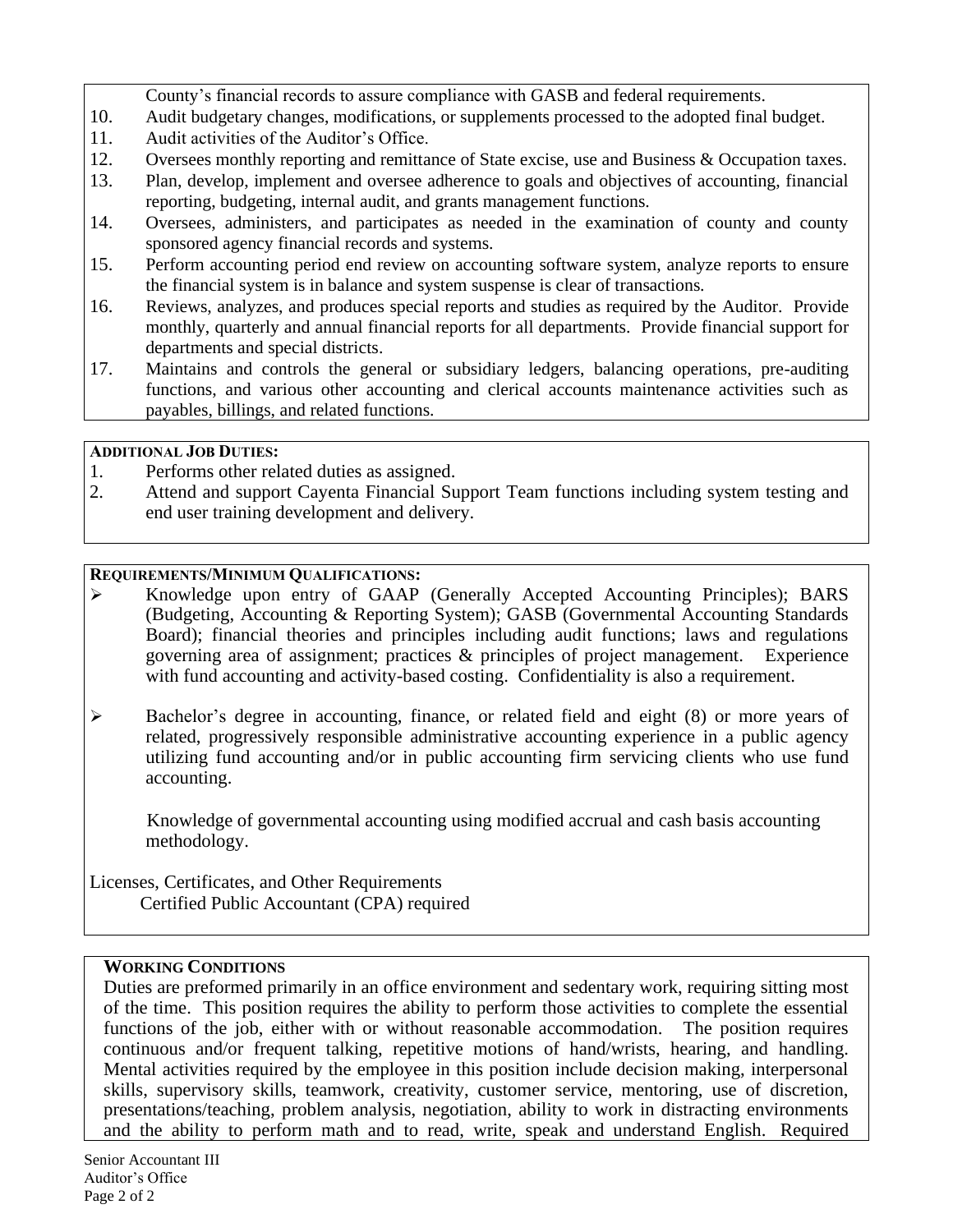County's financial records to assure compliance with GASB and federal requirements.

10. Audit budgetary changes, modifications, or supplements processed to the adopted final budget.
11. Audit activities of the Auditor's Office.
12. Oversees monthly reporting and remittance of State excise, use and Business & Occupation taxes.
13. Plan, develop, implement and oversee adherence to goals and objectives of accounting, financial reporting, budgeting, internal audit, and grants management functions.
14. Oversees, administers, and participates as needed in the examination of county and county sponsored agency financial records and systems.
15. Perform accounting period end review on accounting software system, analyze reports to ensure the financial system is in balance and system suspense is clear of transactions.
16. Reviews, analyzes, and produces special reports and studies as required by the Auditor. Provide monthly, quarterly and annual financial reports for all departments. Provide financial support for departments and special districts.
17. Maintains and controls the general or subsidiary ledgers, balancing operations, pre-auditing functions, and various other accounting and clerical accounts maintenance activities such as payables, billings, and related functions.

**ADDITIONAL JOB DUTIES:**

1. Performs other related duties as assigned.
2. Attend and support Cayenta Financial Support Team functions including system testing and end user training development and delivery.

**REQUIREMENTS/MINIMUM QUALIFICATIONS:**

- Knowledge upon entry of GAAP (Generally Accepted Accounting Principles); BARS (Budgeting, Accounting & Reporting System); GASB (Governmental Accounting Standards Board); financial theories and principles including audit functions; laws and regulations governing area of assignment; practices & principles of project management. Experience with fund accounting and activity-based costing. Confidentiality is also a requirement.

- Bachelor's degree in accounting, finance, or related field and eight (8) or more years of related, progressively responsible administrative accounting experience in a public agency utilizing fund accounting and/or in public accounting firm servicing clients who use fund accounting.

  Knowledge of governmental accounting using modified accrual and cash basis accounting methodology.

Licenses, Certificates, and Other Requirements

Certified Public Accountant (CPA) required

**WORKING CONDITIONS**

Duties are preformed primarily in an office environment and sedentary work, requiring sitting most of the time. This position requires the ability to perform those activities to complete the essential functions of the job, either with or without reasonable accommodation. The position requires continuous and/or frequent talking, repetitive motions of hand/wrists, hearing, and handling. Mental activities required by the employee in this position include decision making, interpersonal skills, supervisory skills, teamwork, creativity, customer service, mentoring, use of discretion, presentations/teaching, problem analysis, negotiation, ability to work in distracting environments and the ability to perform math and to read, write, speak and understand English. Required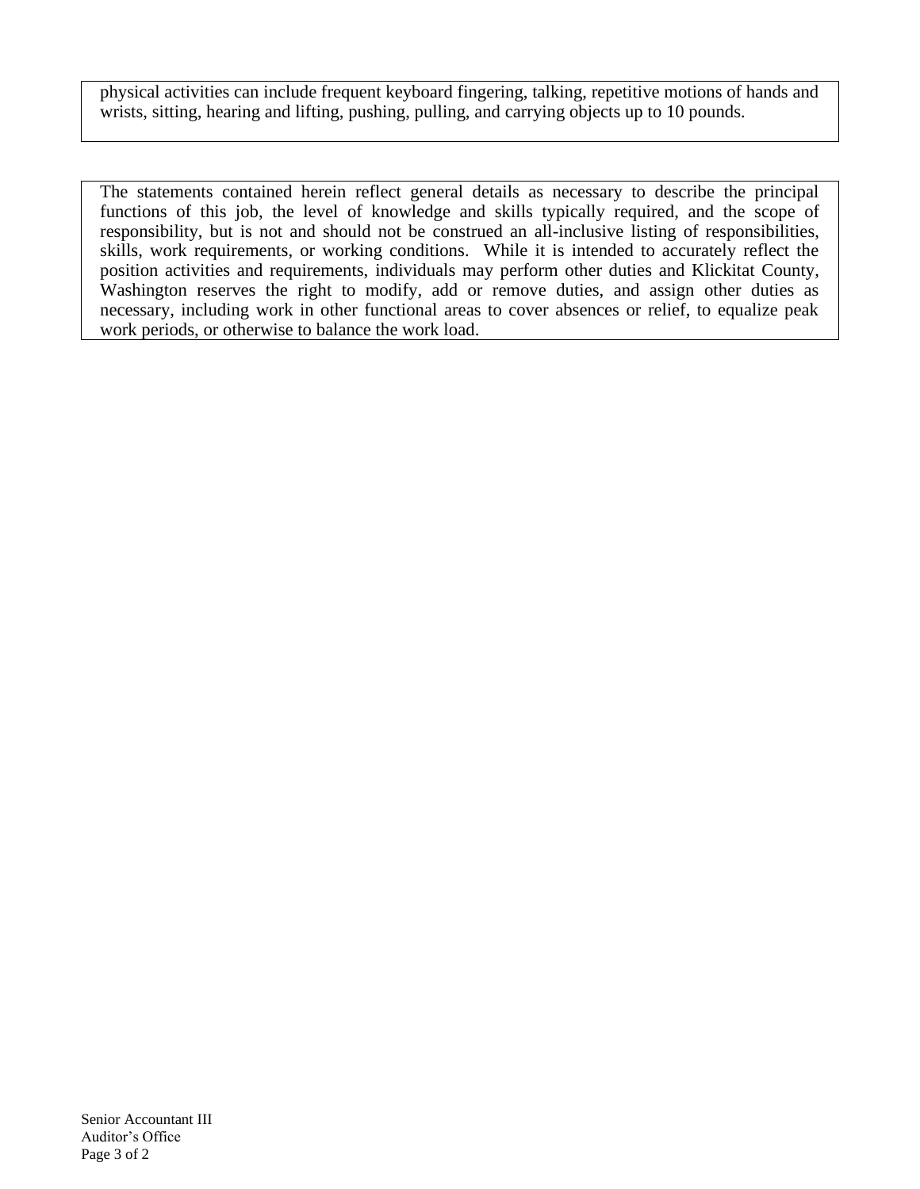physical activities can include frequent keyboard fingering, talking, repetitive motions of hands and wrists, sitting, hearing and lifting, pushing, pulling, and carrying objects up to 10 pounds.

The statements contained herein reflect general details as necessary to describe the principal functions of this job, the level of knowledge and skills typically required, and the scope of responsibility, but is not and should not be construed an all-inclusive listing of responsibilities, skills, work requirements, or working conditions. While it is intended to accurately reflect the position activities and requirements, individuals may perform other duties and Klickitat County, Washington reserves the right to modify, add or remove duties, and assign other duties as necessary, including work in other functional areas to cover absences or relief, to equalize peak work periods, or otherwise to balance the work load.